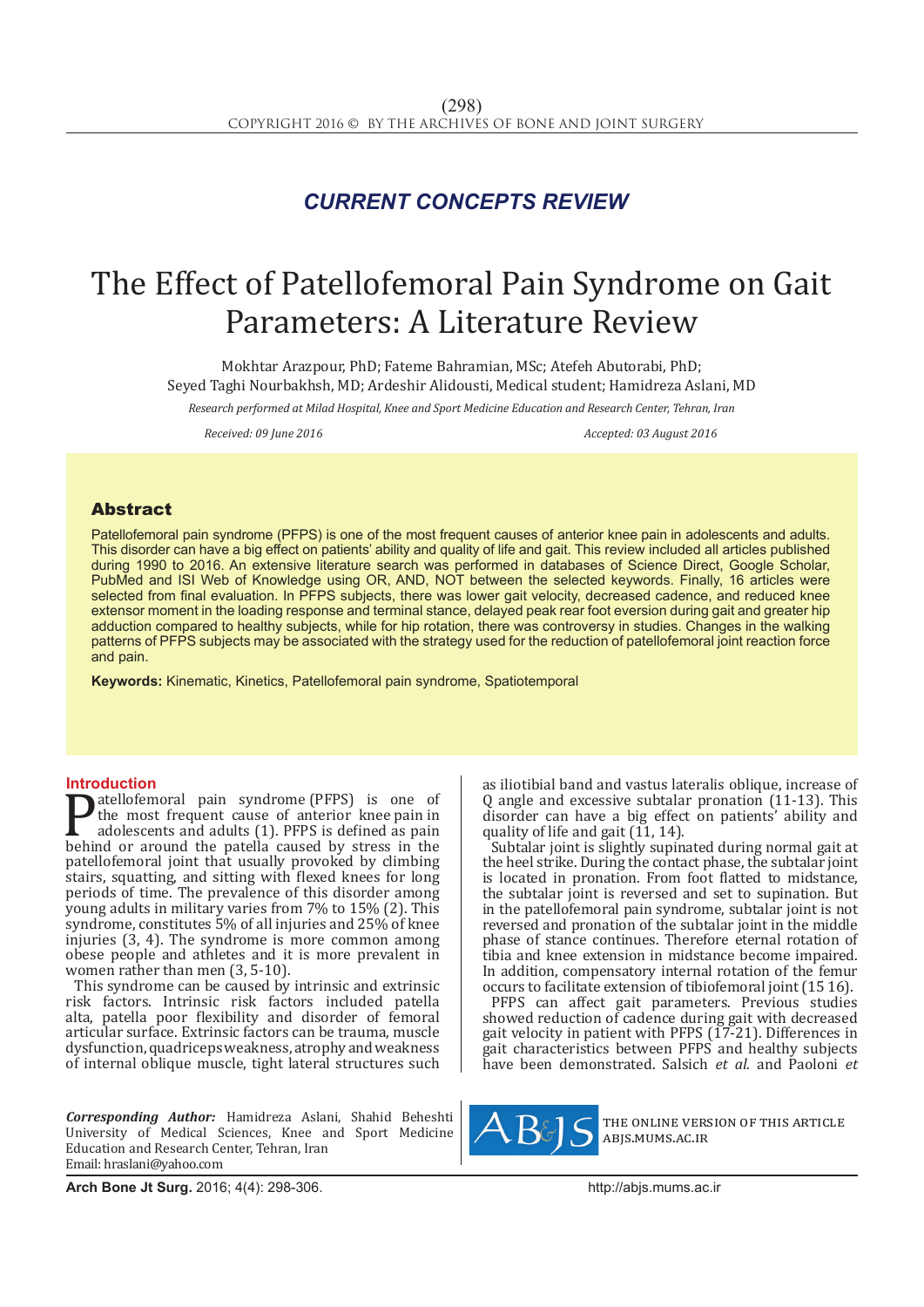*CURRENT CONCEPTS REVIEW*

# The Effect of Patellofemoral Pain Syndrome on Gait Parameters: A Literature Review

Mokhtar Arazpour, PhD; Fateme Bahramian, MSc; Atefeh Abutorabi, PhD; Seyed Taghi Nourbakhsh, MD; Ardeshir Alidousti, Medical student; Hamidreza Aslani, MD

*Research performed at Milad Hospital, Knee and Sport Medicine Education and Research Center, Tehran, Iran*

*Received: 09 June 2016* *Accepted: 03 August 2016*

## Abstract

Patellofemoral pain syndrome (PFPS) is one of the most frequent causes of anterior knee pain in adolescents and adults. This disorder can have a big effect on patients' ability and quality of life and gait. This review included all articles published during 1990 to 2016. An extensive literature search was performed in databases of Science Direct, Google Scholar, PubMed and ISI Web of Knowledge using OR, AND, NOT between the selected keywords. Finally, 16 articles were selected from final evaluation. In PFPS subjects, there was lower gait velocity, decreased cadence, and reduced knee extensor moment in the loading response and terminal stance, delayed peak rear foot eversion during gait and greater hip adduction compared to healthy subjects, while for hip rotation, there was controversy in studies. Changes in the walking patterns of PFPS subjects may be associated with the strategy used for the reduction of patellofemoral joint reaction force and pain.

**Keywords:** Kinematic, Kinetics, Patellofemoral pain syndrome, Spatiotemporal

## Introduction

Patellofemoral pain syndrome (PFPS) is one of the most frequent cause of anterior knee pain in adolescents and adults (1). PFPS is defined as pain behind or around the patella caused by stress in the patellofemoral joint that usually provoked by climbing stairs, squatting, and sitting with flexed knees for long periods of time. The prevalence of this disorder among young adults in military varies from 7% to 15% (2). This syndrome, constitutes 5% of all injuries and 25% of knee injuries (3, 4). The syndrome is more common among obese people and athletes and it is more prevalent in women rather than men (3, 5-10).

This syndrome can be caused by intrinsic and extrinsic risk factors. Intrinsic risk factors included patella alta, patella poor flexibility and disorder of femoral articular surface. Extrinsic factors can be trauma, muscle dysfunction, quadriceps weakness, atrophy and weakness of internal oblique muscle, tight lateral structures such as iliotibial band and vastus lateralis oblique, increase of Q angle and excessive subtalar pronation (11-13). This disorder can have a big effect on patients' ability and quality of life and gait (11, 14).

Subtalar joint is slightly supinated during normal gait at the heel strike. During the contact phase, the subtalar joint is located in pronation. From foot flatted to midstance, the subtalar joint is reversed and set to supination. But in the patellofemoral pain syndrome, subtalar joint is not reversed and pronation of the subtalar joint in the middle phase of stance continues. Therefore eternal rotation of tibia and knee extension in midstance become impaired. In addition, compensatory internal rotation of the femur occurs to facilitate extension of tibiofemoral joint (15 16).

PFPS can affect gait parameters. Previous studies showed reduction of cadence during gait with decreased gait velocity in patient with PFPS (17-21). Differences in gait characteristics between PFPS and healthy subjects have been demonstrated. Salsich *et al*. and Paoloni *et*

***Corresponding Author:*** Hamidreza Aslani, Shahid Beheshti University of Medical Sciences, Knee and Sport Medicine Education and Research Center, Tehran, Iran
Email: hraslani@yahoo.com

THE ONLINE VERSION OF THIS ARTICLE ABJS.MUMS.AC.IR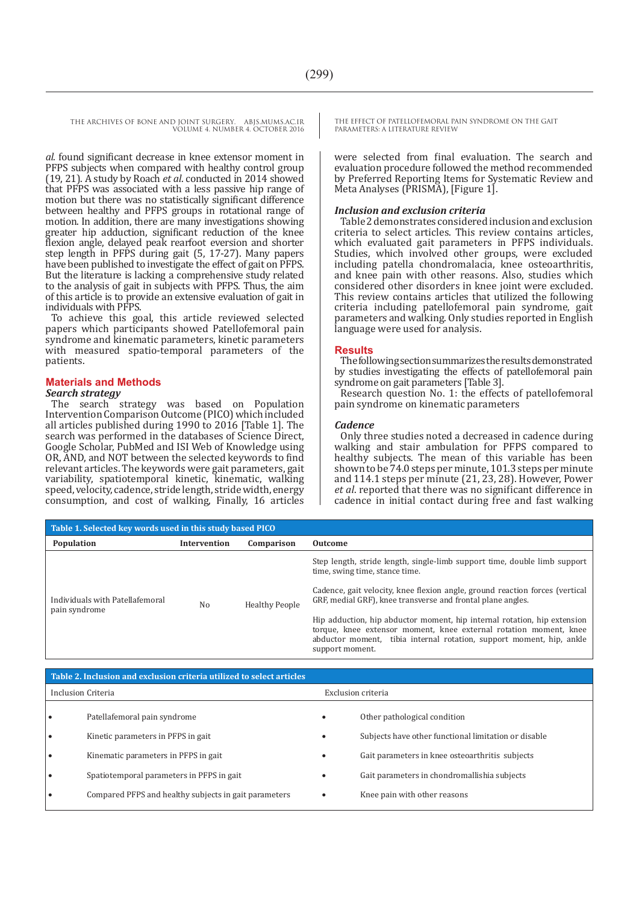*al*. found significant decrease in knee extensor moment in PFPS subjects when compared with healthy control group (19, 21). A study by Roach *et al*. conducted in 2014 showed that PFPS was associated with a less passive hip range of motion but there was no statistically significant difference between healthy and PFPS groups in rotational range of motion. In addition, there are many investigations showing greater hip adduction, significant reduction of the knee flexion angle, delayed peak rearfoot eversion and shorter step length in PFPS during gait (5, 17-27). Many papers have been published to investigate the effect of gait on PFPS. But the literature is lacking a comprehensive study related to the analysis of gait in subjects with PFPS. Thus, the aim of this article is to provide an extensive evaluation of gait in individuals with PFPS.

To achieve this goal, this article reviewed selected papers which participants showed Patellofemoral pain syndrome and kinematic parameters, kinetic parameters with measured spatio-temporal parameters of the patients.

## Materials and Methods

### Search strategy

The search strategy was based on Population Intervention Comparison Outcome (PICO) which included all articles published during 1990 to 2016 [Table 1]. The search was performed in the databases of Science Direct, Google Scholar, PubMed and ISI Web of Knowledge using OR, AND, and NOT between the selected keywords to find relevant articles. The keywords were gait parameters, gait variability, spatiotemporal kinetic, kinematic, walking speed, velocity, cadence, stride length, stride width, energy consumption, and cost of walking, Finally, 16 articles were selected from final evaluation. The search and evaluation procedure followed the method recommended by Preferred Reporting Items for Systematic Review and Meta Analyses (PRISMA), [Figure 1].

### Inclusion and exclusion criteria

Table 2 demonstrates considered inclusion and exclusion criteria to select articles. This review contains articles, which evaluated gait parameters in PFPS individuals. Studies, which involved other groups, were excluded including patella chondromalacia, knee osteoarthritis, and knee pain with other reasons. Also, studies which considered other disorders in knee joint were excluded. This review contains articles that utilized the following criteria including patellofemoral pain syndrome, gait parameters and walking. Only studies reported in English language were used for analysis.

## Results

The following section summarizes the results demonstrated by studies investigating the effects of patellofemoral pain syndrome on gait parameters [Table 3].

Research question No. 1: the effects of patellofemoral pain syndrome on kinematic parameters

### Cadence

Only three studies noted a decreased in cadence during walking and stair ambulation for PFPS compared to healthy subjects. The mean of this variable has been shown to be 74.0 steps per minute, 101.3 steps per minute and 114.1 steps per minute (21, 23, 28). However, Power *et al*. reported that there was no significant difference in cadence in initial contact during free and fast walking

**Table 1. Selected key words used in this study based PICO**

| Population | Intervention | Comparison | Outcome |
|---|---|---|---|
| Individuals with Patellafemoral pain syndrome | No | Healthy People | Step length, stride length, single-limb support time, double limb support time, swing time, stance time. |
| | | | Cadence, gait velocity, knee flexion angle, ground reaction forces (vertical GRF, medial GRF), knee transverse and frontal plane angles. |
| | | | Hip adduction, hip abductor moment, hip internal rotation, hip extension torque, knee extensor moment, knee external rotation moment, knee abductor moment, tibia internal rotation, support moment, hip, ankle support moment. |

**Table 2. Inclusion and exclusion criteria utilized to select articles**

| Inclusion Criteria | Exclusion criteria |
|---|---|
| • Patellafemoral pain syndrome | • Other pathological condition |
| • Kinetic parameters in PFPS in gait | • Subjects have other functional limitation or disable |
| • Kinematic parameters in PFPS in gait | • Gait parameters in knee osteoarthritis subjects |
| • Spatiotemporal parameters in PFPS in gait | • Gait parameters in chondromallishia subjects |
| • Compared PFPS and healthy subjects in gait parameters | • Knee pain with other reasons |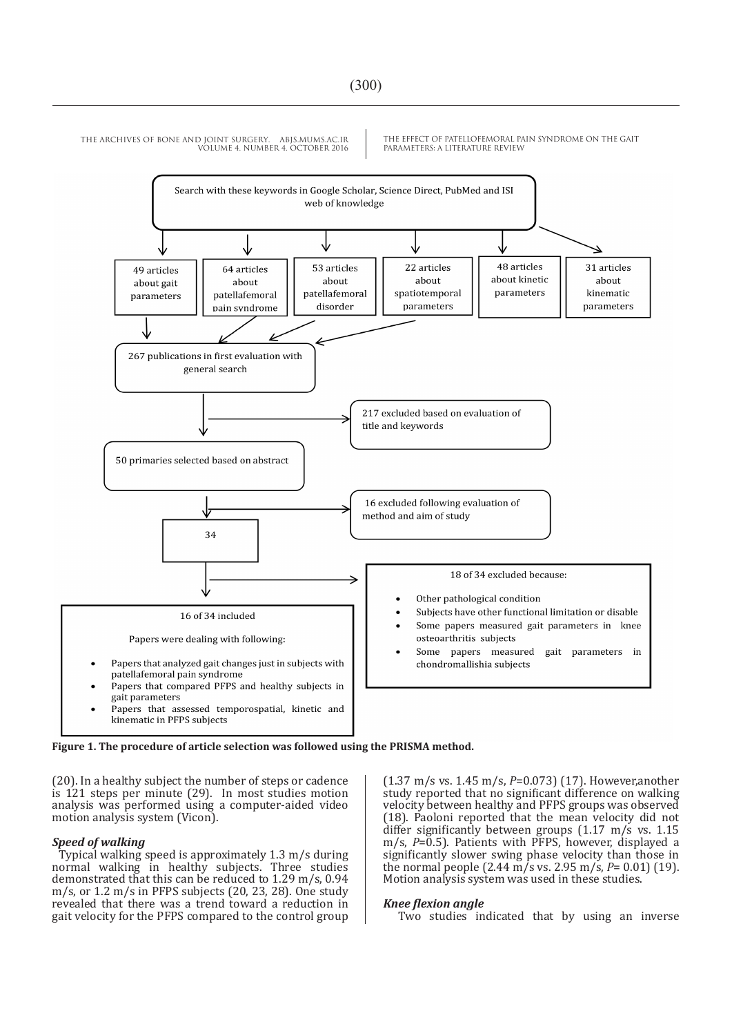Search with these keywords in Google Scholar, Science Direct, PubMed and ISI web of knowledge

- 49 articles about gait parameters
- 64 articles about patellafemoral pain syndrome
- 53 articles about patellafemoral disorder
- 22 articles about spatiotemporal parameters
- 48 articles about kinetic parameters
- 31 articles about kinematic parameters

267 publications in first evaluation with general search

217 excluded based on evaluation of title and keywords

50 primaries selected based on abstract

16 excluded following evaluation of method and aim of study

34

18 of 34 excluded because:

- Other pathological condition
- Subjects have other functional limitation or disable
- Some papers measured gait parameters in knee osteoarthritis subjects
- Some papers measured gait parameters in chondromallishia subjects

16 of 34 included

Papers were dealing with following:

- Papers that analyzed gait changes just in subjects with patellafemoral pain syndrome
- Papers that compared PFPS and healthy subjects in gait parameters
- Papers that assessed temporospatial, kinetic and kinematic in PFPS subjects

**Figure 1. The procedure of article selection was followed using the PRISMA method.**

(20). In a healthy subject the number of steps or cadence is 121 steps per minute (29). In most studies motion analysis was performed using a computer-aided video motion analysis system (Vicon).

### *Speed of walking*

Typical walking speed is approximately 1.3 m/s during normal walking in healthy subjects. Three studies demonstrated that this can be reduced to 1.29 m/s, 0.94 m/s, or 1.2 m/s in PFPS subjects (20, 23, 28). One study revealed that there was a trend toward a reduction in gait velocity for the PFPS compared to the control group (1.37 m/s vs. 1.45 m/s, $P$=0.073) (17). However,another study reported that no significant difference on walking velocity between healthy and PFPS groups was observed (18). Paoloni reported that the mean velocity did not differ significantly between groups (1.17 m/s vs. 1.15 m/s, $P$=0.5). Patients with PFPS, however, displayed a significantly slower swing phase velocity than those in the normal people (2.44 m/s vs. 2.95 m/s, $P$= 0.01) (19). Motion analysis system was used in these studies.

### *Knee flexion angle*

Two studies indicated that by using an inverse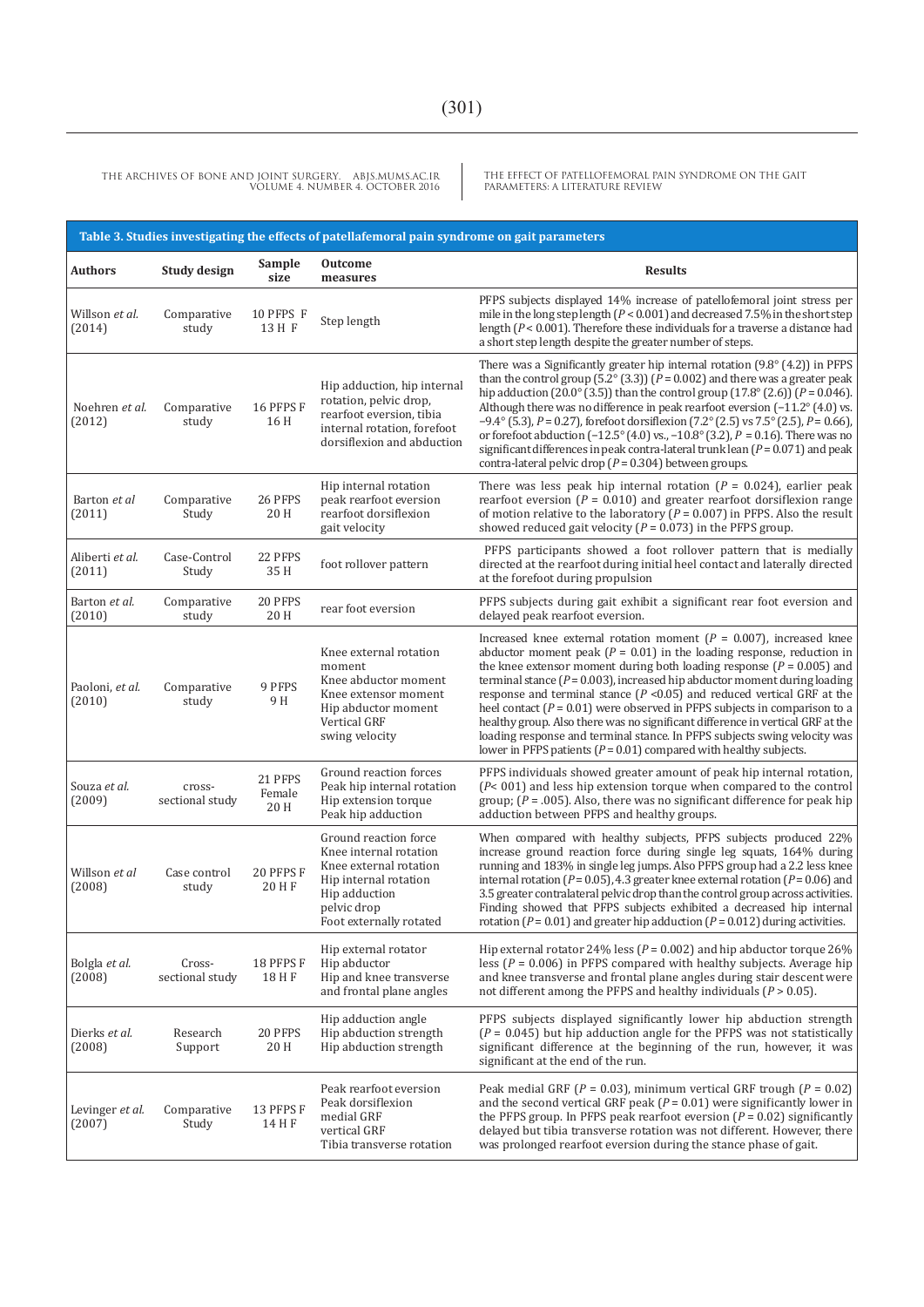**Table 3. Studies investigating the effects of patellafemoral pain syndrome on gait parameters**

| Authors | Study design | Sample size | Outcome measures | Results |
|---|---|---|---|---|
| Willson *et al.* (2014) | Comparative study | 10 PFPS F<br>13 H F | Step length | PFPS subjects displayed 14% increase of patellofemoral joint stress per mile in the long step length ($P < 0.001$) and decreased 7.5% in the short step length ($P < 0.001$). Therefore these individuals for a traverse a distance had a short step length despite the greater number of steps. |
| Noehren *et al.* (2012) | Comparative study | 16 PFPS F<br>16 H | Hip adduction, hip internal rotation, pelvic drop, rearfoot eversion, tibia internal rotation, forefoot dorsiflexion and abduction | There was a Significantly greater hip internal rotation (9.8° (4.2)) in PFPS than the control group (5.2° (3.3)) ($P = 0.002$) and there was a greater peak hip adduction (20.0° (3.5)) than the control group (17.8° (2.6)) ($P = 0.046$). Although there was no difference in peak rearfoot eversion (−11.2° (4.0) vs. −9.4° (5.3), $P = 0.27$), forefoot dorsiflexion (7.2° (2.5) vs 7.5° (2.5), $P = 0.66$), or forefoot abduction (−12.5° (4.0) vs., −10.8° (3.2), $P = 0.16$). There was no significant differences in peak contra-lateral trunk lean ($P = 0.071$) and peak contra-lateral pelvic drop ($P = 0.304$) between groups. |
| Barton *et al* (2011) | Comparative Study | 26 PFPS<br>20 H | Hip internal rotation<br>peak rearfoot eversion<br>rearfoot dorsiflexion<br>gait velocity | There was less peak hip internal rotation ($P = 0.024$), earlier peak rearfoot eversion ($P = 0.010$) and greater rearfoot dorsiflexion range of motion relative to the laboratory ($P = 0.007$) in PFPS. Also the result showed reduced gait velocity ($P = 0.073$) in the PFPS group. |
| Aliberti *et al.* (2011) | Case-Control Study | 22 PFPS<br>35 H | foot rollover pattern | PFPS participants showed a foot rollover pattern that is medially directed at the rearfoot during initial heel contact and laterally directed at the forefoot during propulsion |
| Barton *et al.* (2010) | Comparative study | 20 PFPS<br>20 H | rear foot eversion | PFPS subjects during gait exhibit a significant rear foot eversion and delayed peak rearfoot eversion. |
| Paoloni, *et al.* (2010) | Comparative study | 9 PFPS<br>9 H | Knee external rotation moment<br>Knee abductor moment<br>Knee extensor moment<br>Hip abductor moment<br>Vertical GRF<br>swing velocity | Increased knee external rotation moment ($P = 0.007$), increased knee abductor moment peak ($P = 0.01$) in the loading response, reduction in the knee extensor moment during both loading response ($P = 0.005$) and terminal stance ($P = 0.003$), increased hip abductor moment during loading response and terminal stance ($P < 0.05$) and reduced vertical GRF at the heel contact ($P = 0.01$) were observed in PFPS subjects in comparison to a healthy group. Also there was no significant difference in vertical GRF at the loading response and terminal stance. In PFPS subjects swing velocity was lower in PFPS patients ($P = 0.01$) compared with healthy subjects. |
| Souza *et al.* (2009) | cross-sectional study | 21 PFPS Female<br>20 H | Ground reaction forces<br>Peak hip internal rotation<br>Hip extension torque<br>Peak hip adduction | PFPS individuals showed greater amount of peak hip internal rotation, ($P < 001$) and less hip extension torque when compared to the control group; ($P = .005$). Also, there was no significant difference for peak hip adduction between PFPS and healthy groups. |
| Willson *et al* (2008) | Case control study | 20 PFPS F<br>20 H F | Ground reaction force<br>Knee internal rotation<br>Knee external rotation<br>Hip internal rotation<br>Hip adduction<br>pelvic drop<br>Foot externally rotated | When compared with healthy subjects, PFPS subjects produced 22% increase ground reaction force during single leg squats, 164% during running and 183% in single leg jumps. Also PFPS group had a 2.2 less knee internal rotation ($P = 0.05$), 4.3 greater knee external rotation ($P = 0.06$) and 3.5 greater contralateral pelvic drop than the control group across activities. Finding showed that PFPS subjects exhibited a decreased hip internal rotation ($P = 0.01$) and greater hip adduction ($P = 0.012$) during activities. |
| Bolgla *et al.* (2008) | Cross-sectional study | 18 PFPS F<br>18 H F | Hip external rotator<br>Hip abductor<br>Hip and knee transverse and frontal plane angles | Hip external rotator 24% less ($P = 0.002$) and hip abductor torque 26% less ($P = 0.006$) in PFPS compared with healthy subjects. Average hip and knee transverse and frontal plane angles during stair descent were not different among the PFPS and healthy individuals ($P > 0.05$). |
| Dierks *et al.* (2008) | Research Support | 20 PFPS<br>20 H | Hip adduction angle<br>Hip abduction strength<br>Hip abduction strength | PFPS subjects displayed significantly lower hip abduction strength ($P = 0.045$) but hip adduction angle for the PFPS was not statistically significant difference at the beginning of the run, however, it was significant at the end of the run. |
| Levinger *et al.* (2007) | Comparative Study | 13 PFPS F<br>14 H F | Peak rearfoot eversion<br>Peak dorsiflexion<br>medial GRF<br>vertical GRF<br>Tibia transverse rotation | Peak medial GRF ($P = 0.03$), minimum vertical GRF trough ($P = 0.02$) and the second vertical GRF peak ($P = 0.01$) were significantly lower in the PFPS group. In PFPS peak rearfoot eversion ($P = 0.02$) significantly delayed but tibia transverse rotation was not different. However, there was prolonged rearfoot eversion during the stance phase of gait. |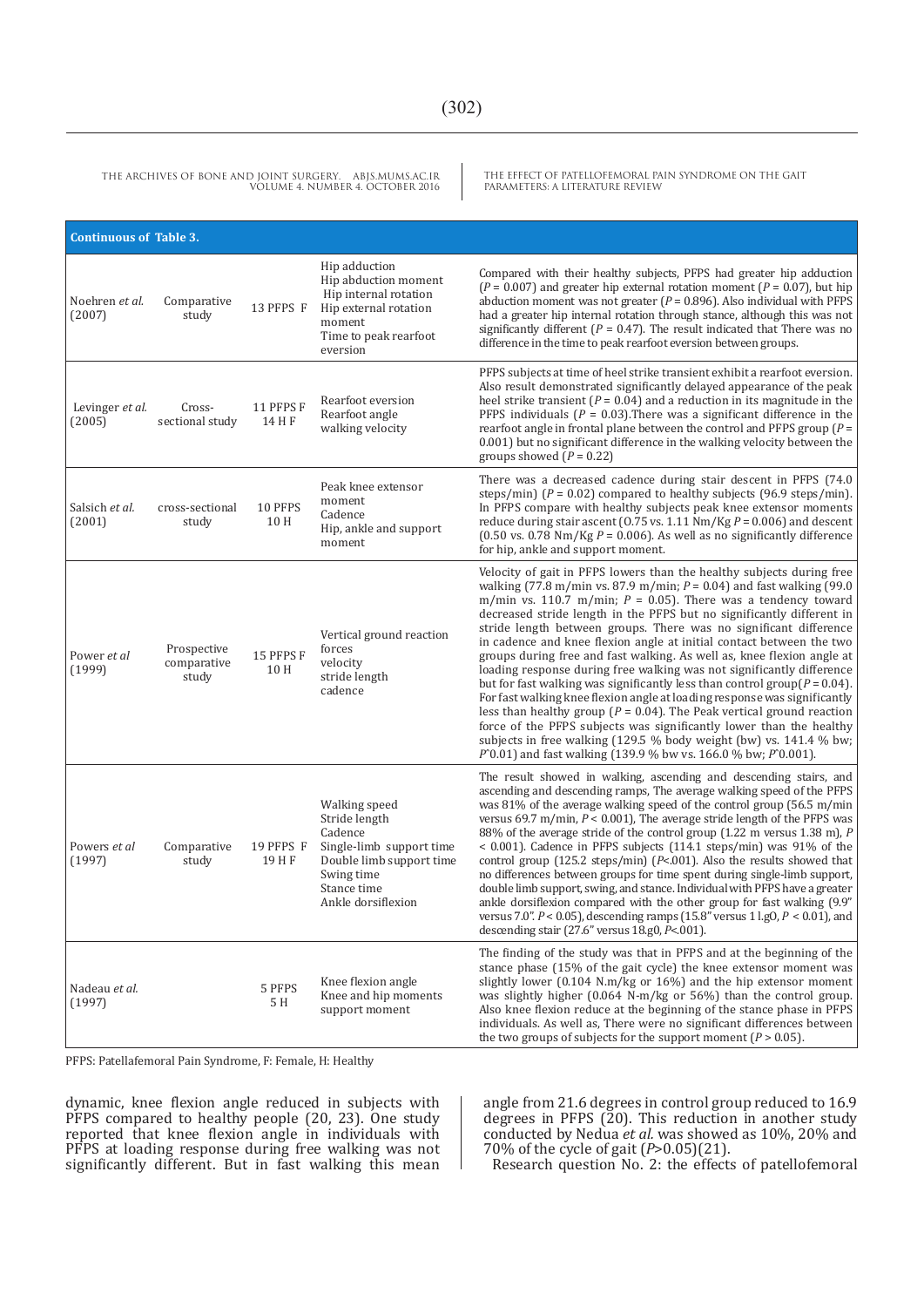| Continuous of Table 3. | | | | |
|---|---|---|---|---|
| Noehren *et al.* (2007) | Comparative study | 13 PFPS F | Hip adduction<br>Hip abduction moment<br>Hip internal rotation<br>Hip external rotation moment<br>Time to peak rearfoot eversion | Compared with their healthy subjects, PFPS had greater hip adduction ($P = 0.007$) and greater hip external rotation moment ($P = 0.07$), but hip abduction moment was not greater ($P = 0.896$). Also individual with PFPS had a greater hip internal rotation through stance, although this was not significantly different ($P = 0.47$). The result indicated that There was no difference in the time to peak rearfoot eversion between groups. |
| Levinger *et al.* (2005) | Cross-sectional study | 11 PFPS F<br>14 H F | Rearfoot eversion<br>Rearfoot angle<br>walking velocity | PFPS subjects at time of heel strike transient exhibit a rearfoot eversion. Also result demonstrated significantly delayed appearance of the peak heel strike transient ($P = 0.04$) and a reduction in its magnitude in the PFPS individuals ($P = 0.03$).There was a significant difference in the rearfoot angle in frontal plane between the control and PFPS group ($P = 0.001$) but no significant difference in the walking velocity between the groups showed ($P = 0.22$) |
| Salsich *et al.* (2001) | cross-sectional study | 10 PFPS<br>10 H | Peak knee extensor moment<br>Cadence<br>Hip, ankle and support moment | There was a decreased cadence during stair descent in PFPS (74.0 steps/min) ($P = 0.02$) compared to healthy subjects (96.9 steps/min). In PFPS compare with healthy subjects peak knee extensor moments reduce during stair ascent (O.75 vs. 1.11 Nm/Kg $P = 0.006$) and descent (0.50 vs. 0.78 Nm/Kg $P = 0.006$). As well as no significantly difference for hip, ankle and support moment. |
| Power *et al* (1999) | Prospective comparative study | 15 PFPS F<br>10 H | Vertical ground reaction forces<br>velocity<br>stride length<br>cadence | Velocity of gait in PFPS lowers than the healthy subjects during free walking (77.8 m/min vs. 87.9 m/min; $P = 0.04$) and fast walking (99.0 m/min vs. 110.7 m/min; $P = 0.05$). There was a tendency toward decreased stride length in the PFPS but no significant different in stride length between groups. There was no significant difference in cadence and knee flexion angle at initial contact between the two groups during free and fast walking. As well as, knee flexion angle at loading response during free walking was not significantly difference but for fast walking was significantly less than control group($P = 0.04$). For fast walking knee flexion angle at loading response was significantly less than healthy group ($P = 0.04$). The Peak vertical ground reaction force of the PFPS subjects was significantly lower than the healthy subjects in free walking (129.5 % body weight (bw) vs. 141.4 % bw; *P*˂0.01) and fast walking (139.9 % bw vs. 166.0 % bw; *P*˂0.001). |
| Powers *et al* (1997) | Comparative study | 19 PFPS F<br>19 H F | Walking speed<br>Stride length<br>Cadence<br>Single-limb support time<br>Double limb support time<br>Swing time<br>Stance time<br>Ankle dorsiflexion | The result showed in walking, ascending and descending stairs, and ascending and descending ramps, The average walking speed of the PFPS was 81% of the average walking speed of the control group (56.5 m/min versus 69.7 m/min, $P < 0.001$), The average stride length of the PFPS was 88% of the average stride of the control group (1.22 m versus 1.38 m), $P < 0.001$). Cadence in PFPS subjects (114.1 steps/min) was 91% of the control group (125.2 steps/min) ($P$<.001). Also the results showed that no differences between groups for time spent during single-limb support, double limb support, swing, and stance. Individual with PFPS have a greater ankle dorsiflexion compared with the other group for fast walking (9.9" versus 7.0". $P < 0.05$), descending ramps (15.8" versus 11.gO, $P < 0.01$), and descending stair (27.6" versus 18.g0, $P$<.001). |
| Nadeau *et al.* (1997) | | 5 PFPS<br>5 H | Knee flexion angle<br>Knee and hip moments<br>support moment | The finding of the study was that in PFPS and at the beginning of the stance phase (15% of the gait cycle) the knee extensor moment was slightly lower (0.104 N.m/kg or 16%) and the hip extensor moment was slightly higher (0.064 N-m/kg or 56%) than the control group. Also knee flexion reduce at the beginning of the stance phase in PFPS individuals. As well as, There were no significant differences between the two groups of subjects for the support moment ($P > 0.05$). |

PFPS: Patellafemoral Pain Syndrome, F: Female, H: Healthy

dynamic, knee flexion angle reduced in subjects with PFPS compared to healthy people (20, 23). One study reported that knee flexion angle in individuals with PFPS at loading response during free walking was not significantly different. But in fast walking this mean angle from 21.6 degrees in control group reduced to 16.9 degrees in PFPS (20). This reduction in another study conducted by Nedua *et al.* was showed as 10%, 20% and 70% of the cycle of gait ($P$>0.05)(21).

Research question No. 2: the effects of patellofemoral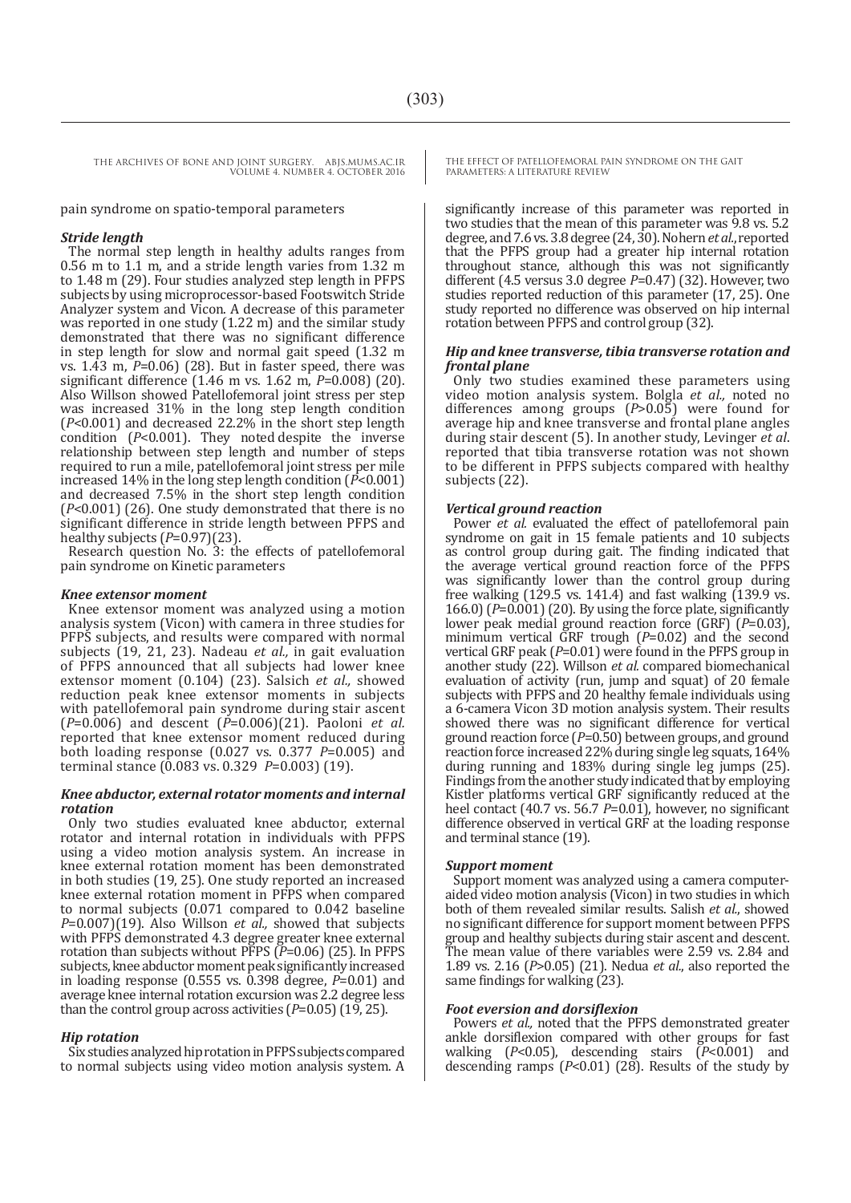pain syndrome on spatio-temporal parameters

#### *Stride length*

The normal step length in healthy adults ranges from 0.56 m to 1.1 m, and a stride length varies from 1.32 m to 1.48 m (29). Four studies analyzed step length in PFPS subjects by using microprocessor-based Footswitch Stride Analyzer system and Vicon. A decrease of this parameter was reported in one study (1.22 m) and the similar study demonstrated that there was no significant difference in step length for slow and normal gait speed (1.32 m vs. 1.43 m, *P*=0.06) (28). But in faster speed, there was significant difference (1.46 m vs. 1.62 m, *P*=0.008) (20). Also Willson showed Patellofemoral joint stress per step was increased 31% in the long step length condition (*P*<0.001) and decreased 22.2% in the short step length condition (*P*<0.001). They noted despite the inverse relationship between step length and number of steps required to run a mile, patellofemoral joint stress per mile increased 14% in the long step length condition (*P*<0.001) and decreased 7.5% in the short step length condition (*P*<0.001) (26). One study demonstrated that there is no significant difference in stride length between PFPS and healthy subjects (*P*=0.97)(23).

Research question No. 3: the effects of patellofemoral pain syndrome on Kinetic parameters

#### *Knee extensor moment*

Knee extensor moment was analyzed using a motion analysis system (Vicon) with camera in three studies for PFPS subjects, and results were compared with normal subjects (19, 21, 23). Nadeau *et al.,* in gait evaluation of PFPS announced that all subjects had lower knee extensor moment (0.104) (23). Salsich *et al.,* showed reduction peak knee extensor moments in subjects with patellofemoral pain syndrome during stair ascent (*P*=0.006) and descent (*P*=0.006)(21). Paoloni *et al.* reported that knee extensor moment reduced during both loading response (0.027 vs. 0.377 *P*=0.005) and terminal stance (0.083 vs. 0.329 *P*=0.003) (19).

#### *Knee abductor, external rotator moments and internal rotation*

Only two studies evaluated knee abductor, external rotator and internal rotation in individuals with PFPS using a video motion analysis system. An increase in knee external rotation moment has been demonstrated in both studies (19, 25). One study reported an increased knee external rotation moment in PFPS when compared to normal subjects (0.071 compared to 0.042 baseline *P*=0.007)(19). Also Willson *et al.,* showed that subjects with PFPS demonstrated 4.3 degree greater knee external rotation than subjects without PFPS (*P*=0.06) (25). In PFPS subjects, knee abductor moment peak significantly increased in loading response (0.555 vs. 0.398 degree, *P*=0.01) and average knee internal rotation excursion was 2.2 degree less than the control group across activities (*P*=0.05) (19, 25).

#### *Hip rotation*

Six studies analyzed hip rotation in PFPS subjects compared to normal subjects using video motion analysis system. A significantly increase of this parameter was reported in two studies that the mean of this parameter was 9.8 vs. 5.2 degree, and 7.6 vs. 3.8 degree (24, 30). Nohern *et al.*, reported that the PFPS group had a greater hip internal rotation throughout stance, although this was not significantly different (4.5 versus 3.0 degree *P*=0.47) (32). However, two studies reported reduction of this parameter (17, 25). One study reported no difference was observed on hip internal rotation between PFPS and control group (32).

#### *Hip and knee transverse, tibia transverse rotation and frontal plane*

Only two studies examined these parameters using video motion analysis system. Bolgla *et al.,* noted no differences among groups (*P*>0.05) were found for average hip and knee transverse and frontal plane angles during stair descent (5). In another study, Levinger *et al*. reported that tibia transverse rotation was not shown to be different in PFPS subjects compared with healthy subjects (22).

#### *Vertical ground reaction*

Power *et al.* evaluated the effect of patellofemoral pain syndrome on gait in 15 female patients and 10 subjects as control group during gait. The finding indicated that the average vertical ground reaction force of the PFPS was significantly lower than the control group during free walking (129.5 vs. 141.4) and fast walking (139.9 vs. 166.0) (*P*=0.001) (20). By using the force plate, significantly lower peak medial ground reaction force (GRF) (*P*=0.03), minimum vertical GRF trough (*P*=0.02) and the second vertical GRF peak (*P*=0.01) were found in the PFPS group in another study (22). Willson *et al.* compared biomechanical evaluation of activity (run, jump and squat) of 20 female subjects with PFPS and 20 healthy female individuals using a 6-camera Vicon 3D motion analysis system. Their results showed there was no significant difference for vertical ground reaction force (*P*=0.50) between groups, and ground reaction force increased 22% during single leg squats, 164% during running and 183% during single leg jumps (25). Findings from the another study indicated that by employing Kistler platforms vertical GRF significantly reduced at the heel contact (40.7 vs. 56.7 *P*=0.01), however, no significant difference observed in vertical GRF at the loading response and terminal stance (19).

#### *Support moment*

Support moment was analyzed using a camera computer-aided video motion analysis (Vicon) in two studies in which both of them revealed similar results. Salish *et al*., showed no significant difference for support moment between PFPS group and healthy subjects during stair ascent and descent. The mean value of there variables were 2.59 vs. 2.84 and 1.89 vs. 2.16 (*P*>0.05) (21). Nedua *et al*., also reported the same findings for walking (23).

#### *Foot eversion and dorsiflexion*

Powers *et al.,* noted that the PFPS demonstrated greater ankle dorsiflexion compared with other groups for fast walking (*P*<0.05), descending stairs (*P*<0.001) and descending ramps (*P*<0.01) (28). Results of the study by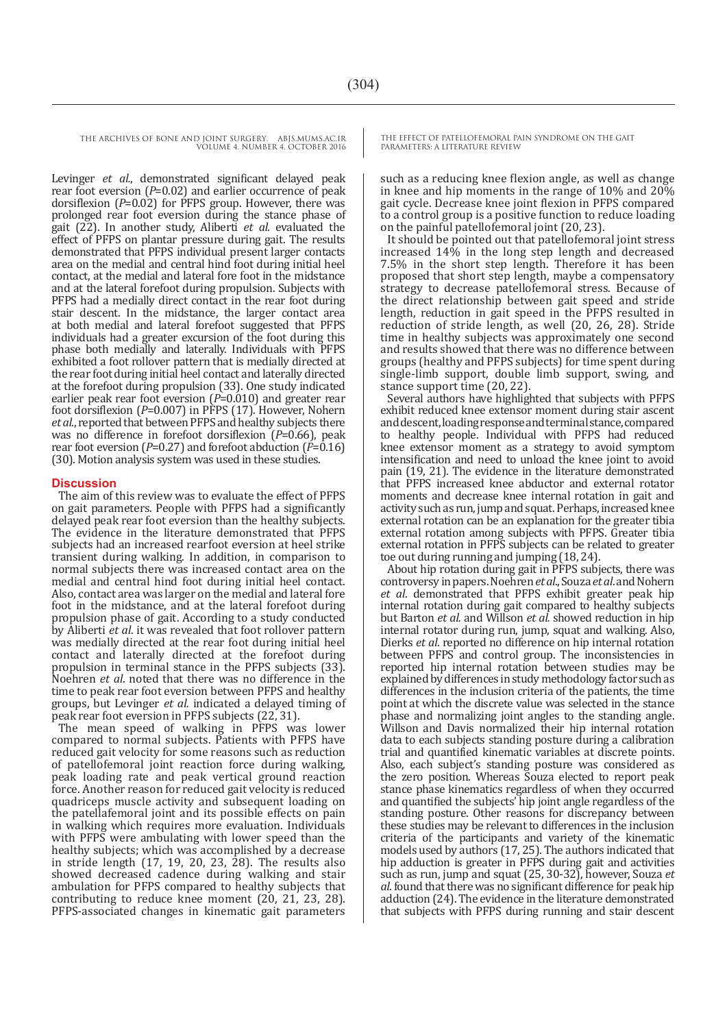Levinger *et al.*, demonstrated significant delayed peak rear foot eversion (*P*=0.02) and earlier occurrence of peak dorsiflexion (*P*=0.02) for PFPS group. However, there was prolonged rear foot eversion during the stance phase of gait (22). In another study, Aliberti *et al.* evaluated the effect of PFPS on plantar pressure during gait. The results demonstrated that PFPS individual present larger contacts area on the medial and central hind foot during initial heel contact, at the medial and lateral fore foot in the midstance and at the lateral forefoot during propulsion. Subjects with PFPS had a medially direct contact in the rear foot during stair descent. In the midstance, the larger contact area at both medial and lateral forefoot suggested that PFPS individuals had a greater excursion of the foot during this phase both medially and laterally. Individuals with PFPS exhibited a foot rollover pattern that is medially directed at the rear foot during initial heel contact and laterally directed at the forefoot during propulsion (33). One study indicated earlier peak rear foot eversion (*P*=0.010) and greater rear foot dorsiflexion (*P*=0.007) in PFPS (17). However, Noehren *et al.*, reported that between PFPS and healthy subjects there was no difference in forefoot dorsiflexion (*P*=0.66), peak rear foot eversion (*P*=0.27) and forefoot abduction (*P*=0.16) (30). Motion analysis system was used in these studies.

## Discussion

The aim of this review was to evaluate the effect of PFPS on gait parameters. People with PFPS had a significantly delayed peak rear foot eversion than the healthy subjects. The evidence in the literature demonstrated that PFPS subjects had an increased rearfoot eversion at heel strike transient during walking. In addition, in comparison to normal subjects there was increased contact area on the medial and central hind foot during initial heel contact. Also, contact area was larger on the medial and lateral fore foot in the midstance, and at the lateral forefoot during propulsion phase of gait. According to a study conducted by Aliberti *et al*. it was revealed that foot rollover pattern was medially directed at the rear foot during initial heel contact and laterally directed at the forefoot during propulsion in terminal stance in the PFPS subjects (33). Noehren *et al*. noted that there was no difference in the time to peak rear foot eversion between PFPS and healthy groups, but Levinger *et al.* indicated a delayed timing of peak rear foot eversion in PFPS subjects (22, 31).

The mean speed of walking in PFPS was lower compared to normal subjects. Patients with PFPS have reduced gait velocity for some reasons such as reduction of patellofemoral joint reaction force during walking, peak loading rate and peak vertical ground reaction force. Another reason for reduced gait velocity is reduced quadriceps muscle activity and subsequent loading on the patellafemoral joint and its possible effects on pain in walking which requires more evaluation. Individuals with PFPS were ambulating with lower speed than the healthy subjects; which was accomplished by a decrease in stride length (17, 19, 20, 23, 28). The results also showed decreased cadence during walking and stair ambulation for PFPS compared to healthy subjects that contributing to reduce knee moment (20, 21, 23, 28). PFPS-associated changes in kinematic gait parameters such as a reducing knee flexion angle, as well as change in knee and hip moments in the range of 10% and 20% gait cycle. Decrease knee joint flexion in PFPS compared to a control group is a positive function to reduce loading on the painful patellofemoral joint (20, 23).

It should be pointed out that patellofemoral joint stress increased 14% in the long step length and decreased 7.5% in the short step length. Therefore it has been proposed that short step length, maybe a compensatory strategy to decrease patellofemoral stress. Because of the direct relationship between gait speed and stride length, reduction in gait speed in the PFPS resulted in reduction of stride length, as well (20, 26, 28). Stride time in healthy subjects was approximately one second and results showed that there was no difference between groups (healthy and PFPS subjects) for time spent during single-limb support, double limb support, swing, and stance support time (20, 22).

Several authors have highlighted that subjects with PFPS exhibit reduced knee extensor moment during stair ascent and descent, loading response and terminal stance, compared to healthy people. Individual with PFPS had reduced knee extensor moment as a strategy to avoid symptom intensification and need to unload the knee joint to avoid pain (19, 21). The evidence in the literature demonstrated that PFPS increased knee abductor and external rotator moments and decrease knee internal rotation in gait and activity such as run, jump and squat. Perhaps, increased knee external rotation can be an explanation for the greater tibia external rotation among subjects with PFPS. Greater tibia external rotation in PFPS subjects can be related to greater toe out during running and jumping (18, 24).

About hip rotation during gait in PFPS subjects, there was controversy in papers. Noehren *et al*., Souza *et al*. and Nohern *et al*. demonstrated that PFPS exhibit greater peak hip internal rotation during gait compared to healthy subjects but Barton *et al.* and Willson *et al.* showed reduction in hip internal rotator during run, jump, squat and walking. Also, Dierks *et al*. reported no difference on hip internal rotation between PFPS and control group. The inconsistencies in reported hip internal rotation between studies may be explained by differences in study methodology factor such as differences in the inclusion criteria of the patients, the time point at which the discrete value was selected in the stance phase and normalizing joint angles to the standing angle. Willson and Davis normalized their hip internal rotation data to each subjects standing posture during a calibration trial and quantified kinematic variables at discrete points. Also, each subject's standing posture was considered as the zero position. Whereas Souza elected to report peak stance phase kinematics regardless of when they occurred and quantified the subjects' hip joint angle regardless of the standing posture. Other reasons for discrepancy between these studies may be relevant to differences in the inclusion criteria of the participants and variety of the kinematic models used by authors (17, 25). The authors indicated that hip adduction is greater in PFPS during gait and activities such as run, jump and squat (25, 30-32), however, Souza *et al*. found that there was no significant difference for peak hip adduction (24). The evidence in the literature demonstrated that subjects with PFPS during running and stair descent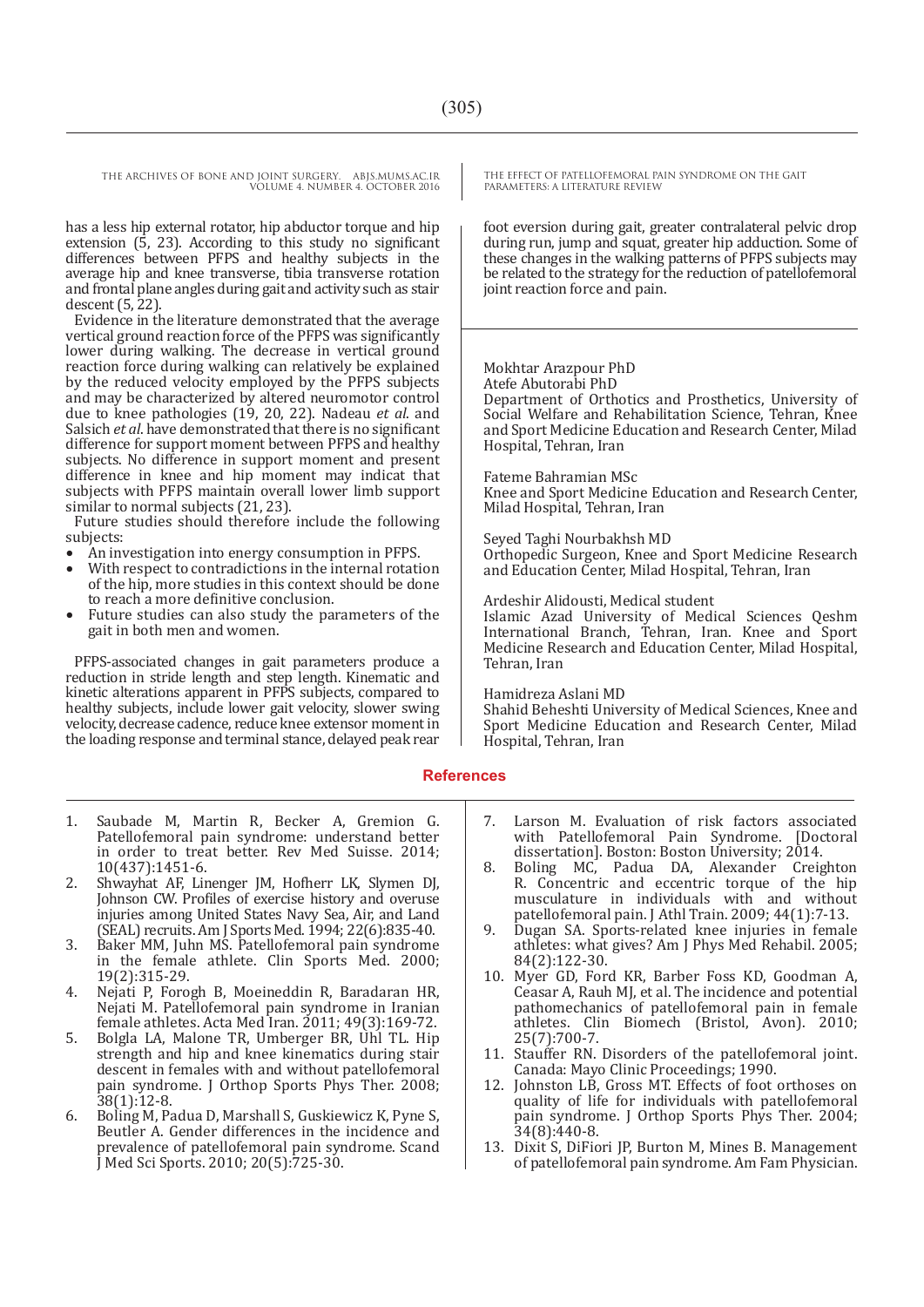has a less hip external rotator, hip abductor torque and hip extension (5, 23). According to this study no significant differences between PFPS and healthy subjects in the average hip and knee transverse, tibia transverse rotation and frontal plane angles during gait and activity such as stair descent (5, 22).

Evidence in the literature demonstrated that the average vertical ground reaction force of the PFPS was significantly lower during walking. The decrease in vertical ground reaction force during walking can relatively be explained by the reduced velocity employed by the PFPS subjects and may be characterized by altered neuromotor control due to knee pathologies (19, 20, 22). Nadeau *et al*. and Salsich *et al*. have demonstrated that there is no significant difference for support moment between PFPS and healthy subjects. No difference in support moment and present difference in knee and hip moment may indicat that subjects with PFPS maintain overall lower limb support similar to normal subjects (21, 23).

Future studies should therefore include the following subjects:

- An investigation into energy consumption in PFPS.
- With respect to contradictions in the internal rotation of the hip, more studies in this context should be done to reach a more definitive conclusion.
- Future studies can also study the parameters of the gait in both men and women.

PFPS-associated changes in gait parameters produce a reduction in stride length and step length. Kinematic and kinetic alterations apparent in PFPS subjects, compared to healthy subjects, include lower gait velocity, slower swing velocity, decrease cadence, reduce knee extensor moment in the loading response and terminal stance, delayed peak rear foot eversion during gait, greater contralateral pelvic drop during run, jump and squat, greater hip adduction. Some of these changes in the walking patterns of PFPS subjects may be related to the strategy for the reduction of patellofemoral joint reaction force and pain.

Mokhtar Arazpour PhD
Atefe Abutorabi PhD
Department of Orthotics and Prosthetics, University of Social Welfare and Rehabilitation Science, Tehran, Knee and Sport Medicine Education and Research Center, Milad Hospital, Tehran, Iran

Fateme Bahramian MSc
Knee and Sport Medicine Education and Research Center, Milad Hospital, Tehran, Iran

Seyed Taghi Nourbakhsh MD
Orthopedic Surgeon, Knee and Sport Medicine Research and Education Center, Milad Hospital, Tehran, Iran

Ardeshir Alidousti, Medical student
Islamic Azad University of Medical Sciences Qeshm International Branch, Tehran, Iran. Knee and Sport Medicine Research and Education Center, Milad Hospital, Tehran, Iran

Hamidreza Aslani MD
Shahid Beheshti University of Medical Sciences, Knee and Sport Medicine Education and Research Center, Milad Hospital, Tehran, Iran

## References

1. Saubade M, Martin R, Becker A, Gremion G. Patellofemoral pain syndrome: understand better in order to treat better. Rev Med Suisse. 2014; 10(437):1451-6.
2. Shwayhat AF, Linenger JM, Hofherr LK, Slymen DJ, Johnson CW. Profiles of exercise history and overuse injuries among United States Navy Sea, Air, and Land (SEAL) recruits. Am J Sports Med. 1994; 22(6):835-40.
3. Baker MM, Juhn MS. Patellofemoral pain syndrome in the female athlete. Clin Sports Med. 2000; 19(2):315-29.
4. Nejati P, Forogh B, Moeineddin R, Baradaran HR, Nejati M. Patellofemoral pain syndrome in Iranian female athletes. Acta Med Iran. 2011; 49(3):169-72.
5. Bolgla LA, Malone TR, Umberger BR, Uhl TL. Hip strength and hip and knee kinematics during stair descent in females with and without patellofemoral pain syndrome. J Orthop Sports Phys Ther. 2008; 38(1):12-8.
6. Boling M, Padua D, Marshall S, Guskiewicz K, Pyne S, Beutler A. Gender differences in the incidence and prevalence of patellofemoral pain syndrome. Scand J Med Sci Sports. 2010; 20(5):725-30.
7. Larson M. Evaluation of risk factors associated with Patellofemoral Pain Syndrome. [Doctoral dissertation]. Boston: Boston University; 2014.
8. Boling MC, Padua DA, Alexander Creighton R. Concentric and eccentric torque of the hip musculature in individuals with and without patellofemoral pain. J Athl Train. 2009; 44(1):7-13.
9. Dugan SA. Sports-related knee injuries in female athletes: what gives? Am J Phys Med Rehabil. 2005; 84(2):122-30.
10. Myer GD, Ford KR, Barber Foss KD, Goodman A, Ceasar A, Rauh MJ, et al. The incidence and potential pathomechanics of patellofemoral pain in female athletes. Clin Biomech (Bristol, Avon). 2010; 25(7):700-7.
11. Stauffer RN. Disorders of the patellofemoral joint. Canada: Mayo Clinic Proceedings; 1990.
12. Johnston LB, Gross MT. Effects of foot orthoses on quality of life for individuals with patellofemoral pain syndrome. J Orthop Sports Phys Ther. 2004; 34(8):440-8.
13. Dixit S, DiFiori JP, Burton M, Mines B. Management of patellofemoral pain syndrome. Am Fam Physician.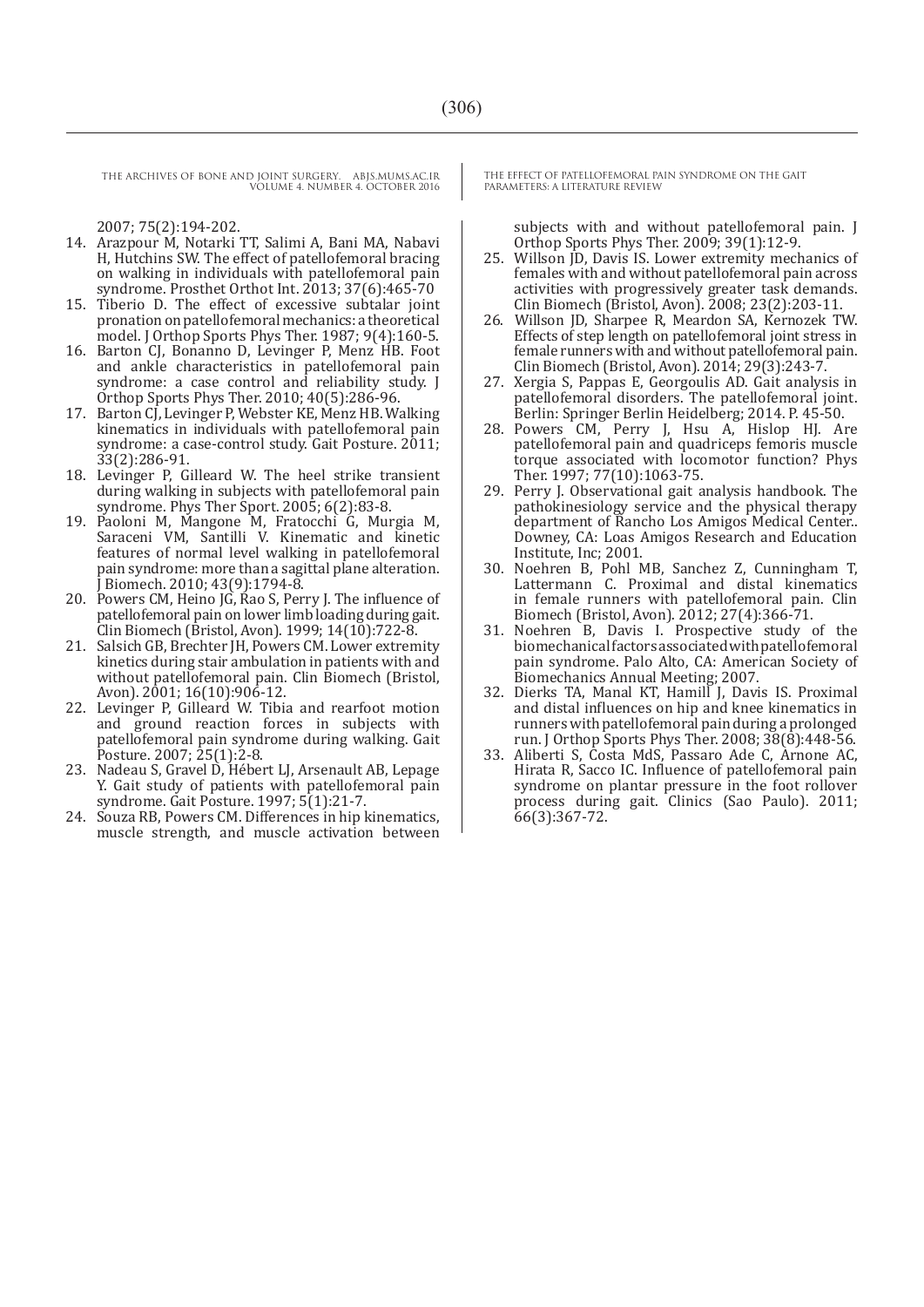2007; 75(2):194-202.

14. Arazpour M, Notarki TT, Salimi A, Bani MA, Nabavi H, Hutchins SW. The effect of patellofemoral bracing on walking in individuals with patellofemoral pain syndrome. Prosthet Orthot Int. 2013; 37(6):465-70
15. Tiberio D. The effect of excessive subtalar joint pronation on patellofemoral mechanics: a theoretical model. J Orthop Sports Phys Ther. 1987; 9(4):160-5.
16. Barton CJ, Bonanno D, Levinger P, Menz HB. Foot and ankle characteristics in patellofemoral pain syndrome: a case control and reliability study. J Orthop Sports Phys Ther. 2010; 40(5):286-96.
17. Barton CJ, Levinger P, Webster KE, Menz HB. Walking kinematics in individuals with patellofemoral pain syndrome: a case-control study. Gait Posture. 2011; 33(2):286-91.
18. Levinger P, Gilleard W. The heel strike transient during walking in subjects with patellofemoral pain syndrome. Phys Ther Sport. 2005; 6(2):83-8.
19. Paoloni M, Mangone M, Fratocchi G, Murgia M, Saraceni VM, Santilli V. Kinematic and kinetic features of normal level walking in patellofemoral pain syndrome: more than a sagittal plane alteration. J Biomech. 2010; 43(9):1794-8.
20. Powers CM, Heino JG, Rao S, Perry J. The influence of patellofemoral pain on lower limb loading during gait. Clin Biomech (Bristol, Avon). 1999; 14(10):722-8.
21. Salsich GB, Brechter JH, Powers CM. Lower extremity kinetics during stair ambulation in patients with and without patellofemoral pain. Clin Biomech (Bristol, Avon). 2001; 16(10):906-12.
22. Levinger P, Gilleard W. Tibia and rearfoot motion and ground reaction forces in subjects with patellofemoral pain syndrome during walking. Gait Posture. 2007; 25(1):2-8.
23. Nadeau S, Gravel D, Hébert LJ, Arsenault AB, Lepage Y. Gait study of patients with patellofemoral pain syndrome. Gait Posture. 1997; 5(1):21-7.
24. Souza RB, Powers CM. Differences in hip kinematics, muscle strength, and muscle activation between subjects with and without patellofemoral pain. J Orthop Sports Phys Ther. 2009; 39(1):12-9.
25. Willson JD, Davis IS. Lower extremity mechanics of females with and without patellofemoral pain across activities with progressively greater task demands. Clin Biomech (Bristol, Avon). 2008; 23(2):203-11.
26. Willson JD, Sharpee R, Meardon SA, Kernozek TW. Effects of step length on patellofemoral joint stress in female runners with and without patellofemoral pain. Clin Biomech (Bristol, Avon). 2014; 29(3):243-7.
27. Xergia S, Pappas E, Georgoulis AD. Gait analysis in patellofemoral disorders. The patellofemoral joint. Berlin: Springer Berlin Heidelberg; 2014. P. 45-50.
28. Powers CM, Perry J, Hsu A, Hislop HJ. Are patellofemoral pain and quadriceps femoris muscle torque associated with locomotor function? Phys Ther. 1997; 77(10):1063-75.
29. Perry J. Observational gait analysis handbook. The pathokinesiology service and the physical therapy department of Rancho Los Amigos Medical Center.. Downey, CA: Loas Amigos Research and Education Institute, Inc; 2001.
30. Noehren B, Pohl MB, Sanchez Z, Cunningham T, Lattermann C. Proximal and distal kinematics in female runners with patellofemoral pain. Clin Biomech (Bristol, Avon). 2012; 27(4):366-71.
31. Noehren B, Davis I. Prospective study of the biomechanical factors associated with patellofemoral pain syndrome. Palo Alto, CA: American Society of Biomechanics Annual Meeting; 2007.
32. Dierks TA, Manal KT, Hamill J, Davis IS. Proximal and distal influences on hip and knee kinematics in runners with patellofemoral pain during a prolonged run. J Orthop Sports Phys Ther. 2008; 38(8):448-56.
33. Aliberti S, Costa MdS, Passaro Ade C, Arnone AC, Hirata R, Sacco IC. Influence of patellofemoral pain syndrome on plantar pressure in the foot rollover process during gait. Clinics (Sao Paulo). 2011; 66(3):367-72.